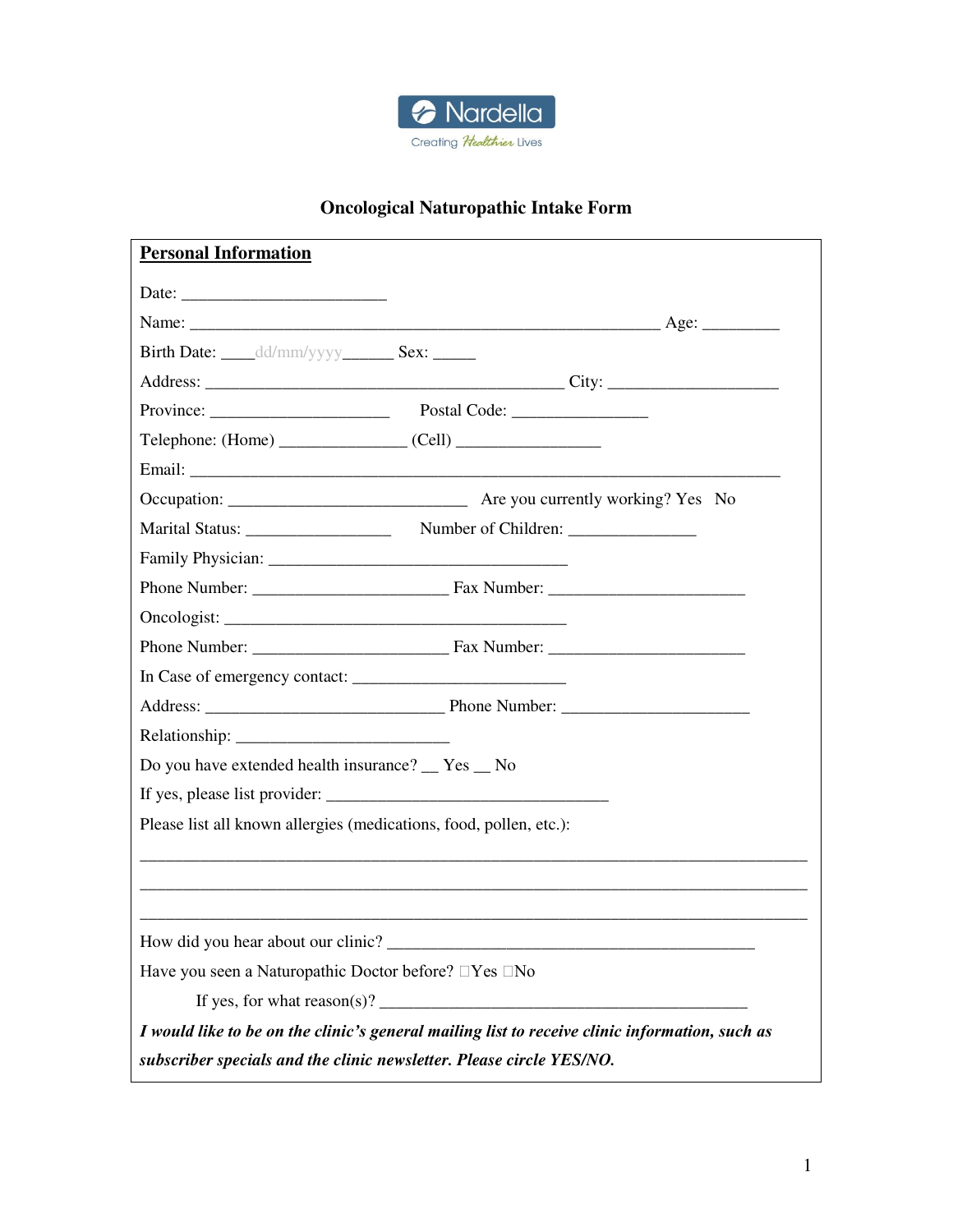Nardella

Creating Healthier Lives

# Oncological Naturopathic Intake Form

## Personal Information

Date: ________________________

Name: _______________________________________________________ Age: _________

Birth Date: ____dd/mm/yyyy______ Sex: _____

Address: __________________________________________ City: ____________________

Province: _____________________ Postal Code: _______________

Telephone: (Home) _______________ (Cell) _________________

Email: _____________________________________________________________________

Occupation: ____________________________ Are you currently working? Yes No

Marital Status: _________________ Number of Children: _______________

Family Physician: ___________________________________

Phone Number: _______________________ Fax Number: _______________________

Oncologist: ________________________________________

Phone Number: _______________________ Fax Number: _______________________

In Case of emergency contact: _________________________

Address: ____________________________ Phone Number: ______________________

Relationship: _________________________

Do you have extended health insurance? __ Yes __ No

If yes, please list provider: _________________________________

Please list all known allergies (medications, food, pollen, etc.):

______________________________________________________________________________

______________________________________________________________________________

______________________________________________________________________________

How did you hear about our clinic? ___________________________________________

Have you seen a Naturopathic Doctor before? ☐Yes ☐No

If yes, for what reason(s)? ___________________________________________

***I would like to be on the clinic's general mailing list to receive clinic information, such as subscriber specials and the clinic newsletter. Please circle YES/NO.***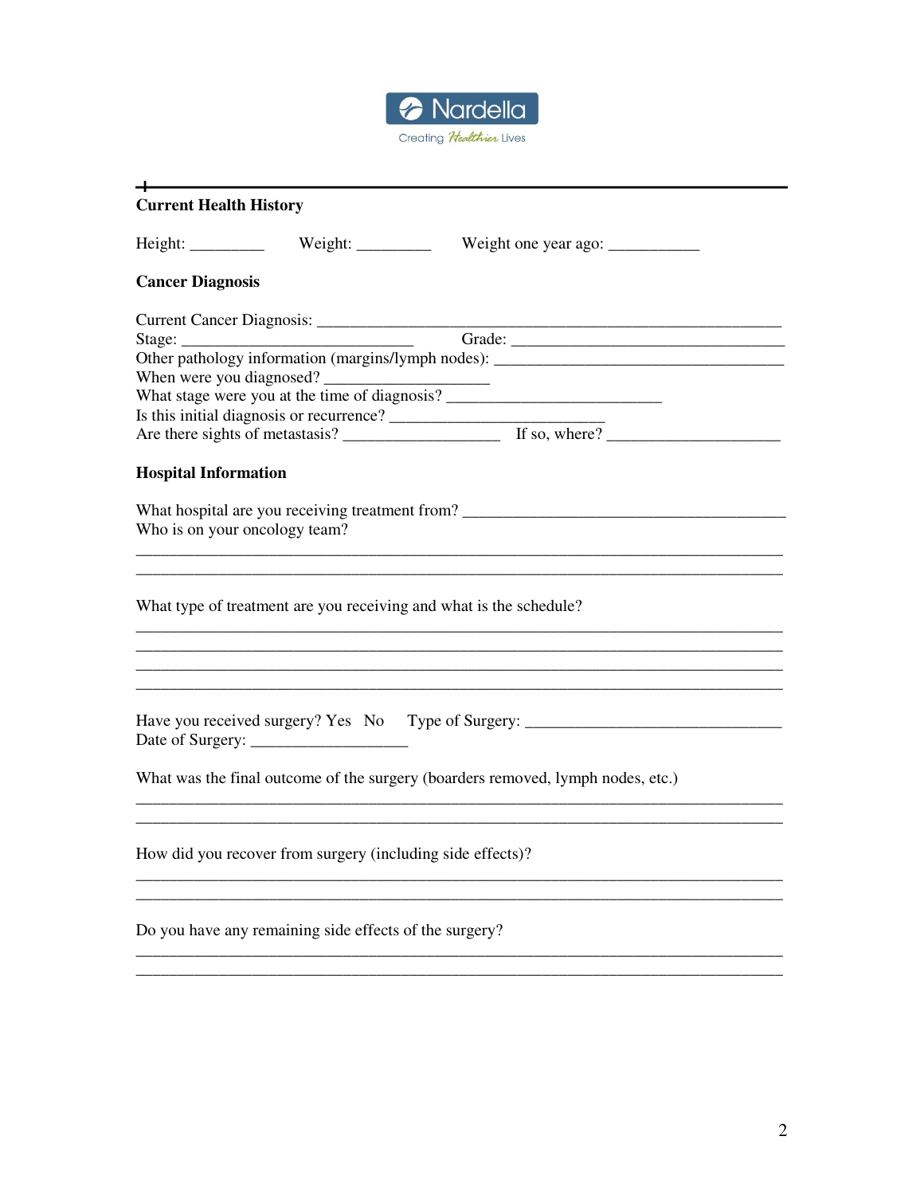Nardella

Creating Healthier Lives

---

**Current Health History**

Height: _________ Weight: _________ Weight one year ago: ___________

**Cancer Diagnosis**

Current Cancer Diagnosis: ___________________________________________________________
Stage: _____________________________ Grade: __________________________________
Other pathology information (margins/lymph nodes): ____________________________________
When were you diagnosed? ___________________
What stage were you at the time of diagnosis? ___________________________
Is this initial diagnosis or recurrence? __________________________
Are there sights of metastasis? ___________________ If so, where? _____________________

**Hospital Information**

What hospital are you receiving treatment from? _________________________________________
Who is on your oncology team?
_________________________________________________________________________________
_________________________________________________________________________________

What type of treatment are you receiving and what is the schedule?
_________________________________________________________________________________
_________________________________________________________________________________
_________________________________________________________________________________
_________________________________________________________________________________

Have you received surgery? Yes No Type of Surgery: _________________________________
Date of Surgery: ___________________

What was the final outcome of the surgery (boarders removed, lymph nodes, etc.)
_________________________________________________________________________________
_________________________________________________________________________________

How did you recover from surgery (including side effects)?
_________________________________________________________________________________
_________________________________________________________________________________

Do you have any remaining side effects of the surgery?
_________________________________________________________________________________
_________________________________________________________________________________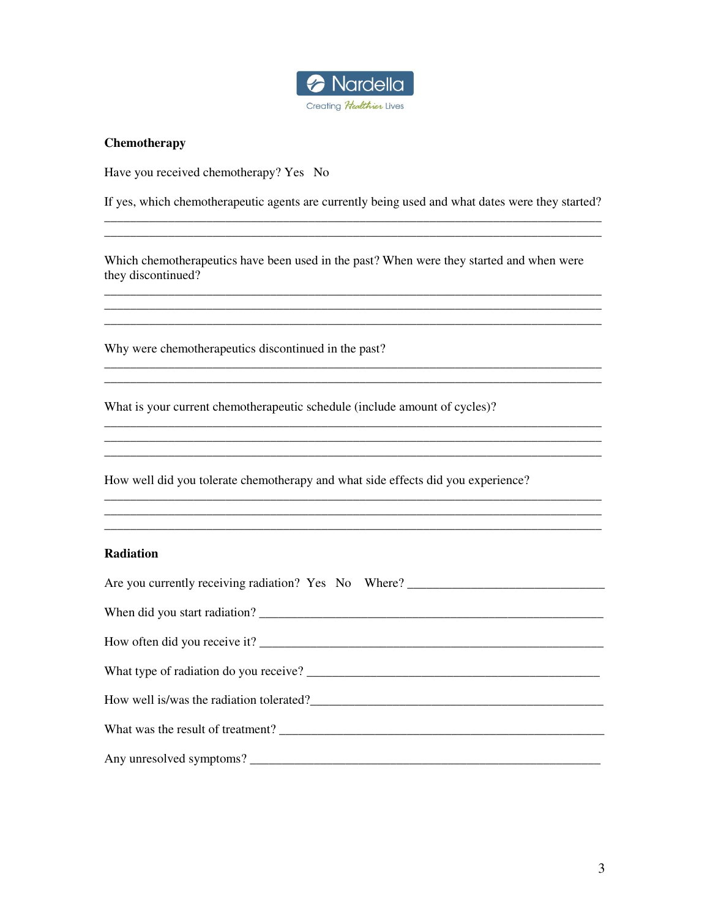## Chemotherapy

Have you received chemotherapy? Yes   No

If yes, which chemotherapeutic agents are currently being used and what dates were they started?
______________________________________________________________________________
______________________________________________________________________________

Which chemotherapeutics have been used in the past? When were they started and when were they discontinued?
______________________________________________________________________________
______________________________________________________________________________
______________________________________________________________________________

Why were chemotherapeutics discontinued in the past?
______________________________________________________________________________
______________________________________________________________________________

What is your current chemotherapeutic schedule (include amount of cycles)?
______________________________________________________________________________
______________________________________________________________________________
______________________________________________________________________________

How well did you tolerate chemotherapy and what side effects did you experience?
______________________________________________________________________________
______________________________________________________________________________
______________________________________________________________________________

## Radiation

Are you currently receiving radiation?  Yes   No    Where? ______________________________

When did you start radiation? ______________________________________________________

How often did you receive it? ______________________________________________________

What type of radiation do you receive? _____________________________________________

How well is/was the radiation tolerated?_____________________________________________

What was the result of treatment? __________________________________________________

Any unresolved symptoms? ________________________________________________________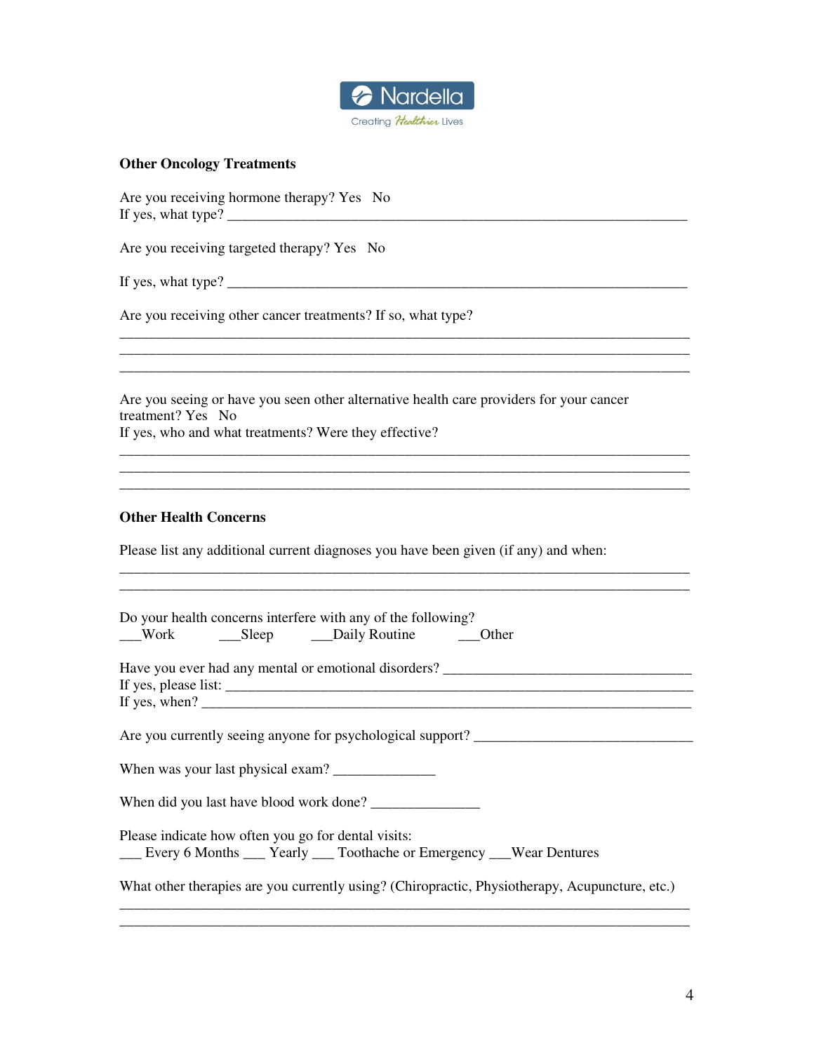Nardella
Creating *Healthier* Lives

**Other Oncology Treatments**

Are you receiving hormone therapy? Yes   No
If yes, what type? ___________________________________________________________________

Are you receiving targeted therapy? Yes   No

If yes, what type? ___________________________________________________________________

Are you receiving other cancer treatments? If so, what type?
_______________________________________________________________________________
_______________________________________________________________________________
_______________________________________________________________________________

Are you seeing or have you seen other alternative health care providers for your cancer treatment? Yes   No
If yes, who and what treatments? Were they effective?
_______________________________________________________________________________
_______________________________________________________________________________
_______________________________________________________________________________

**Other Health Concerns**

Please list any additional current diagnoses you have been given (if any) and when:
_______________________________________________________________________________
_______________________________________________________________________________

Do your health concerns interfere with any of the following?
___Work   ___Sleep   ___Daily Routine   ___Other

Have you ever had any mental or emotional disorders? __________________________________
If yes, please list: _____________________________________________________________________
If yes, when? _________________________________________________________________________

Are you currently seeing anyone for psychological support? ______________________________

When was your last physical exam? ______________

When did you last have blood work done? _______________

Please indicate how often you go for dental visits:
___ Every 6 Months ___ Yearly ___ Toothache or Emergency ___Wear Dentures

What other therapies are you currently using? (Chiropractic, Physiotherapy, Acupuncture, etc.)
_______________________________________________________________________________
_______________________________________________________________________________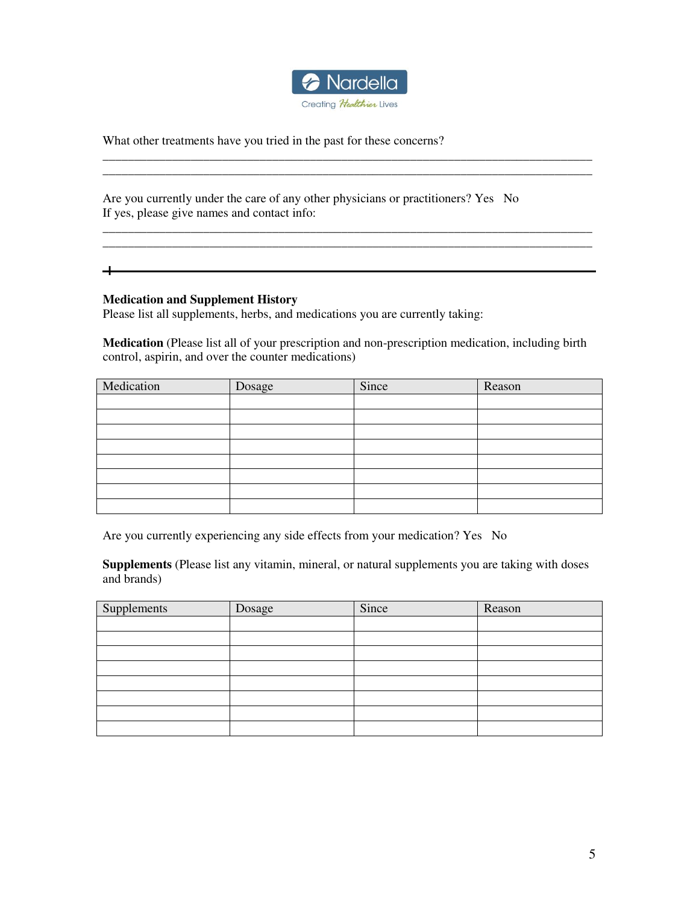What other treatments have you tried in the past for these concerns?

______________________________________________________________________________
______________________________________________________________________________

Are you currently under the care of any other physicians or practitioners? Yes No
If yes, please give names and contact info:

______________________________________________________________________________
______________________________________________________________________________

---

**Medication and Supplement History**
Please list all supplements, herbs, and medications you are currently taking:

**Medication** (Please list all of your prescription and non-prescription medication, including birth control, aspirin, and over the counter medications)

| Medication | Dosage | Since | Reason |
|---|---|---|---|
| | | | |
| | | | |
| | | | |
| | | | |
| | | | |
| | | | |
| | | | |
| | | | |

Are you currently experiencing any side effects from your medication? Yes No

**Supplements** (Please list any vitamin, mineral, or natural supplements you are taking with doses and brands)

| Supplements | Dosage | Since | Reason |
|---|---|---|---|
| | | | |
| | | | |
| | | | |
| | | | |
| | | | |
| | | | |
| | | | |
| | | | |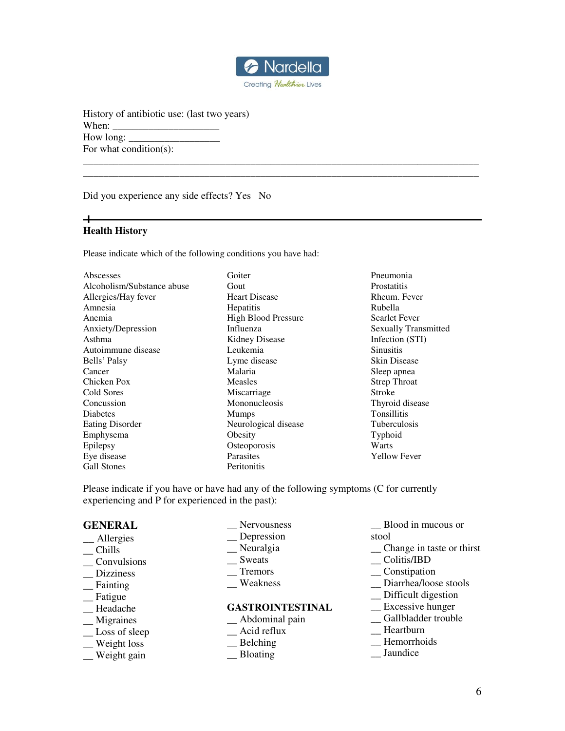Nardella
Creating Healthier Lives

History of antibiotic use: (last two years)
When: ____________________
How long: _________________
For what condition(s):
___________________________________________________________________________
___________________________________________________________________________

Did you experience any side effects? Yes No

## Health History

Please indicate which of the following conditions you have had:

Abscesses
Alcoholism/Substance abuse
Allergies/Hay fever
Amnesia
Anemia
Anxiety/Depression
Asthma
Autoimmune disease
Bells' Palsy
Cancer
Chicken Pox
Cold Sores
Concussion
Diabetes
Eating Disorder
Emphysema
Epilepsy
Eye disease
Gall Stones
Goiter
Gout
Heart Disease
Hepatitis
High Blood Pressure
Influenza
Kidney Disease
Leukemia
Lyme disease
Malaria
Measles
Miscarriage
Mononucleosis
Mumps
Neurological disease
Obesity
Osteoporosis
Parasites
Peritonitis
Pneumonia
Prostatitis
Rheum. Fever
Rubella
Scarlet Fever
Sexually Transmitted Infection (STI)
Sinusitis
Skin Disease
Sleep apnea
Strep Throat
Stroke
Thyroid disease
Tonsillitis
Tuberculosis
Typhoid
Warts
Yellow Fever

Please indicate if you have or have had any of the following symptoms (C for currently experiencing and P for experienced in the past):

### GENERAL

__ Allergies
__ Chills
__ Convulsions
__ Dizziness
__ Fainting
__ Fatigue
__ Headache
__ Migraines
__ Loss of sleep
__ Weight loss
__ Weight gain
__ Nervousness
__ Depression
__ Neuralgia
__ Sweats
__ Tremors
__ Weakness

### GASTROINTESTINAL

__ Abdominal pain
__ Acid reflux
__ Belching
__ Bloating
__ Blood in mucous or stool
__ Change in taste or thirst
__ Colitis/IBD
__ Constipation
__ Diarrhea/loose stools
__ Difficult digestion
__ Excessive hunger
__ Gallbladder trouble
__ Heartburn
__ Hemorrhoids
__ Jaundice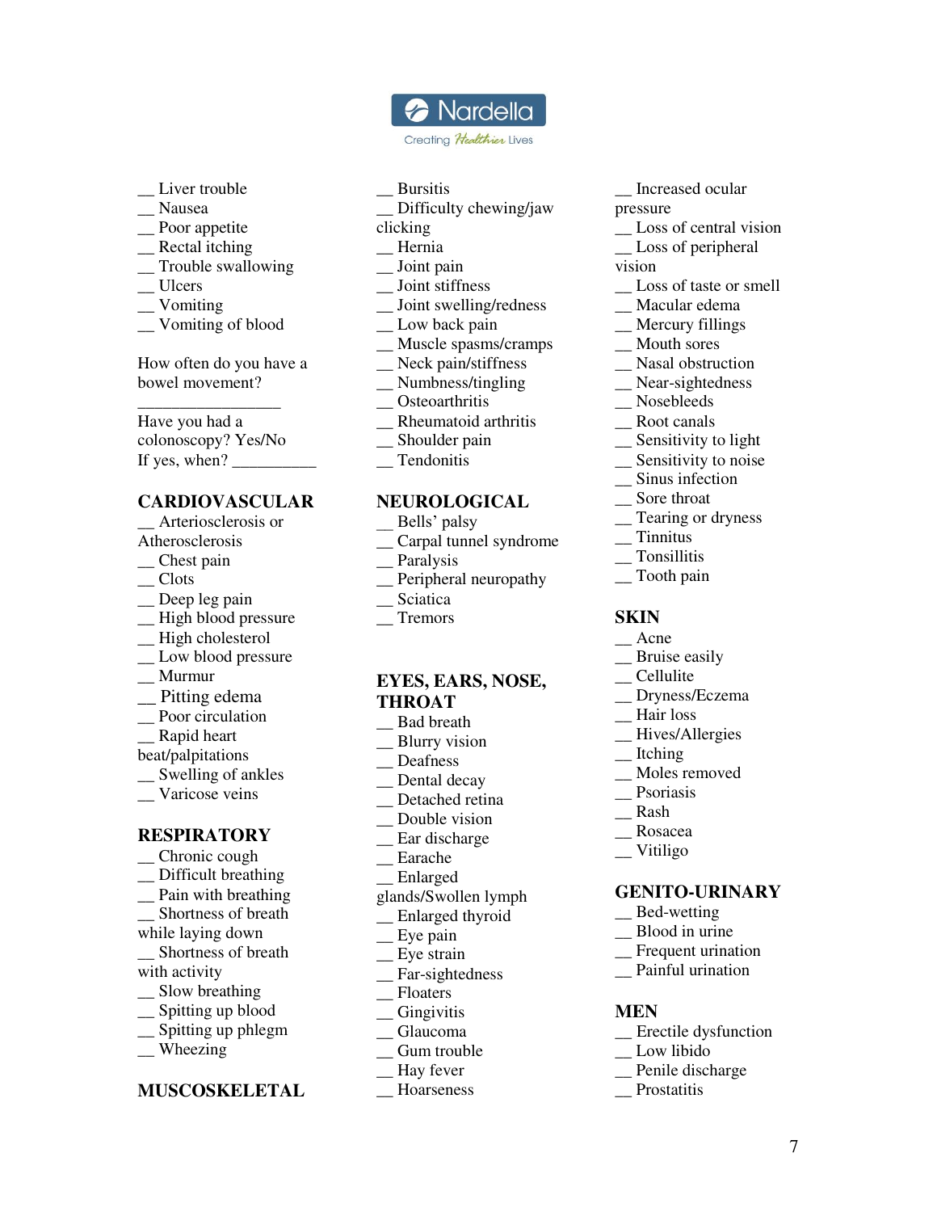__ Liver trouble
__ Nausea
__ Poor appetite
__ Rectal itching
__ Trouble swallowing
__ Ulcers
__ Vomiting
__ Vomiting of blood

How often do you have a bowel movement? _________________

Have you had a colonoscopy? Yes/No
If yes, when? __________

## CARDIOVASCULAR

__ Arteriosclerosis or Atherosclerosis
__ Chest pain
__ Clots
__ Deep leg pain
__ High blood pressure
__ High cholesterol
__ Low blood pressure
__ Murmur
__ Pitting edema
__ Poor circulation
__ Rapid heart beat/palpitations
__ Swelling of ankles
__ Varicose veins

## RESPIRATORY

__ Chronic cough
__ Difficult breathing
__ Pain with breathing
__ Shortness of breath while laying down
__ Shortness of breath with activity
__ Slow breathing
__ Spitting up blood
__ Spitting up phlegm
__ Wheezing

## MUSCOSKELETAL

__ Bursitis
__ Difficulty chewing/jaw clicking
__ Hernia
__ Joint pain
__ Joint stiffness
__ Joint swelling/redness
__ Low back pain
__ Muscle spasms/cramps
__ Neck pain/stiffness
__ Numbness/tingling
__ Osteoarthritis
__ Rheumatoid arthritis
__ Shoulder pain
__ Tendonitis

## NEUROLOGICAL

__ Bells' palsy
__ Carpal tunnel syndrome
__ Paralysis
__ Peripheral neuropathy
__ Sciatica
__ Tremors

## EYES, EARS, NOSE, THROAT

__ Bad breath
__ Blurry vision
__ Deafness
__ Dental decay
__ Detached retina
__ Double vision
__ Ear discharge
__ Earache
__ Enlarged glands/Swollen lymph
__ Enlarged thyroid
__ Eye pain
__ Eye strain
__ Far-sightedness
__ Floaters
__ Gingivitis
__ Glaucoma
__ Gum trouble
__ Hay fever
__ Hoarseness
__ Increased ocular pressure
__ Loss of central vision
__ Loss of peripheral vision
__ Loss of taste or smell
__ Macular edema
__ Mercury fillings
__ Mouth sores
__ Nasal obstruction
__ Near-sightedness
__ Nosebleeds
__ Root canals
__ Sensitivity to light
__ Sensitivity to noise
__ Sinus infection
__ Sore throat
__ Tearing or dryness
__ Tinnitus
__ Tonsillitis
__ Tooth pain

## SKIN

__ Acne
__ Bruise easily
__ Cellulite
__ Dryness/Eczema
__ Hair loss
__ Hives/Allergies
__ Itching
__ Moles removed
__ Psoriasis
__ Rash
__ Rosacea
__ Vitiligo

## GENITO-URINARY

__ Bed-wetting
__ Blood in urine
__ Frequent urination
__ Painful urination

## MEN

__ Erectile dysfunction
__ Low libido
__ Penile discharge
__ Prostatitis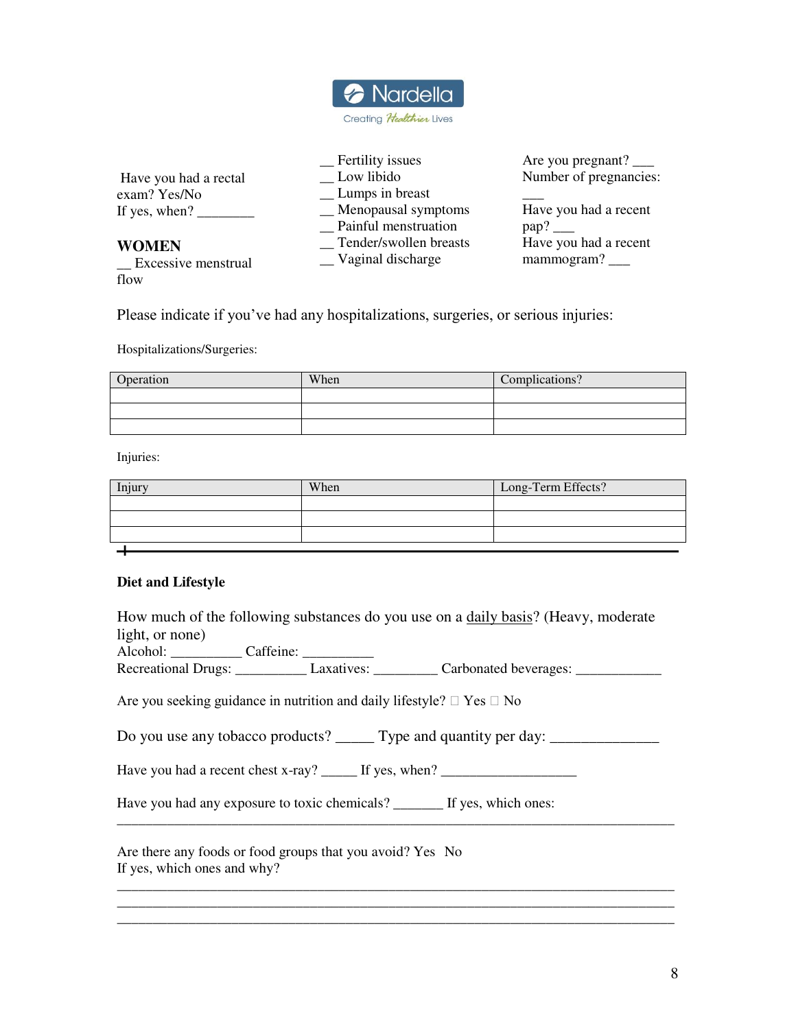Have you had a rectal exam? Yes/No
If yes, when? ________

**WOMEN**

__ Excessive menstrual flow
__ Fertility issues
__ Low libido
__ Lumps in breast
__ Menopausal symptoms
__ Painful menstruation
__ Tender/swollen breasts
__ Vaginal discharge

Are you pregnant? ___
Number of pregnancies: ___
Have you had a recent pap? ___
Have you had a recent mammogram? ___

Please indicate if you've had any hospitalizations, surgeries, or serious injuries:

Hospitalizations/Surgeries:

| Operation | When | Complications? |
| --- | --- | --- |
| | | |
| | | |
| | | |

Injuries:

| Injury | When | Long-Term Effects? |
| --- | --- | --- |
| | | |
| | | |
| | | |

---

**Diet and Lifestyle**

How much of the following substances do you use on a daily basis? (Heavy, moderate light, or none)
Alcohol: __________ Caffeine: __________
Recreational Drugs: __________ Laxatives: _________ Carbonated beverages: ____________

Are you seeking guidance in nutrition and daily lifestyle? ☐ Yes ☐ No

Do you use any tobacco products? _____ Type and quantity per day: ______________

Have you had a recent chest x-ray? _____ If yes, when? ___________________

Have you had any exposure to toxic chemicals? _______ If yes, which ones:
_____________________________________________________________________________

Are there any foods or food groups that you avoid? Yes No
If yes, which ones and why?
_____________________________________________________________________________
_____________________________________________________________________________
_____________________________________________________________________________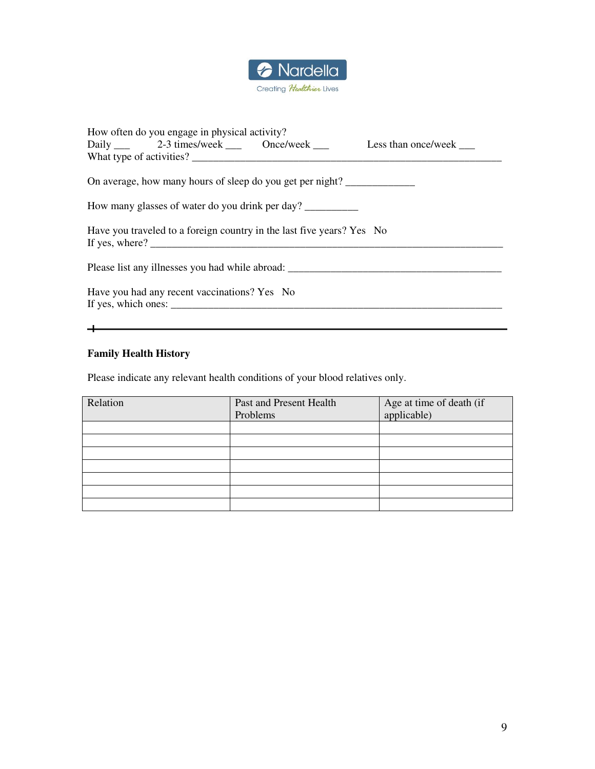Nardella

Creating *Healthier* Lives

How often do you engage in physical activity?
Daily ___ 2-3 times/week ___ Once/week ___ Less than once/week ___
What type of activities? ____________________________________________________________

On average, how many hours of sleep do you get per night? _____________

How many glasses of water do you drink per day? __________

Have you traveled to a foreign country in the last five years? Yes No
If yes, where? ______________________________________________________________________

Please list any illnesses you had while abroad: _________________________________________

Have you had any recent vaccinations? Yes No
If yes, which ones: ___________________________________________________________________

---

**Family Health History**

Please indicate any relevant health conditions of your blood relatives only.

| Relation | Past and Present Health Problems | Age at time of death (if applicable) |
|---|---|---|
| | | |
| | | |
| | | |
| | | |
| | | |
| | | |
| | | |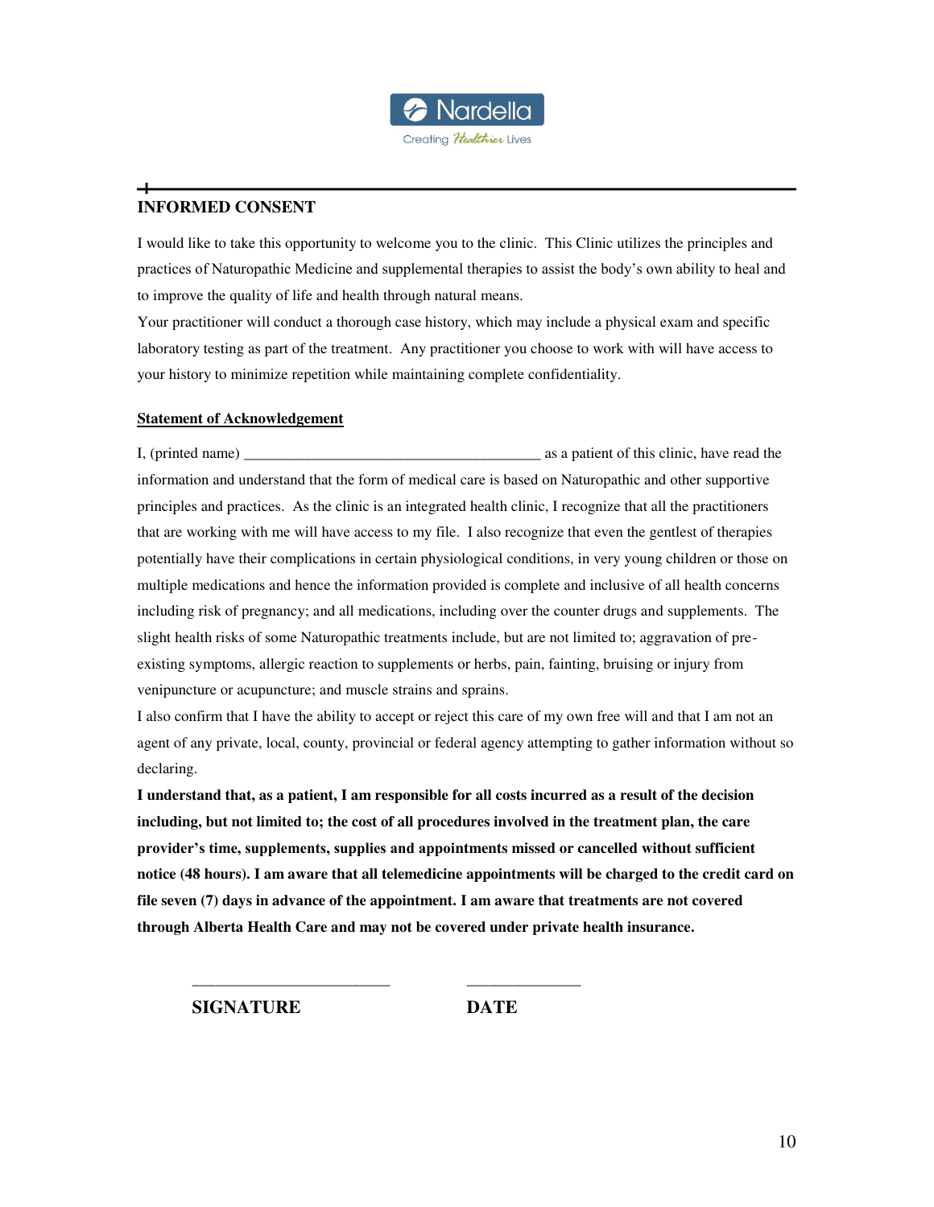Nardella
Creating Healthier Lives

## INFORMED CONSENT

I would like to take this opportunity to welcome you to the clinic. This Clinic utilizes the principles and practices of Naturopathic Medicine and supplemental therapies to assist the body's own ability to heal and to improve the quality of life and health through natural means.

Your practitioner will conduct a thorough case history, which may include a physical exam and specific laboratory testing as part of the treatment. Any practitioner you choose to work with will have access to your history to minimize repetition while maintaining complete confidentiality.

### Statement of Acknowledgement

I, (printed name) ________________________________________ as a patient of this clinic, have read the information and understand that the form of medical care is based on Naturopathic and other supportive principles and practices. As the clinic is an integrated health clinic, I recognize that all the practitioners that are working with me will have access to my file. I also recognize that even the gentlest of therapies potentially have their complications in certain physiological conditions, in very young children or those on multiple medications and hence the information provided is complete and inclusive of all health concerns including risk of pregnancy; and all medications, including over the counter drugs and supplements. The slight health risks of some Naturopathic treatments include, but are not limited to; aggravation of pre-existing symptoms, allergic reaction to supplements or herbs, pain, fainting, bruising or injury from venipuncture or acupuncture; and muscle strains and sprains.

I also confirm that I have the ability to accept or reject this care of my own free will and that I am not an agent of any private, local, county, provincial or federal agency attempting to gather information without so declaring.

**I understand that, as a patient, I am responsible for all costs incurred as a result of the decision including, but not limited to; the cost of all procedures involved in the treatment plan, the care provider's time, supplements, supplies and appointments missed or cancelled without sufficient notice (48 hours). I am aware that all telemedicine appointments will be charged to the credit card on file seven (7) days in advance of the appointment. I am aware that treatments are not covered through Alberta Health Care and may not be covered under private health insurance.**

_________________________ &nbsp;&nbsp;&nbsp;&nbsp; ______________

**SIGNATURE** &nbsp;&nbsp;&nbsp;&nbsp; **DATE**